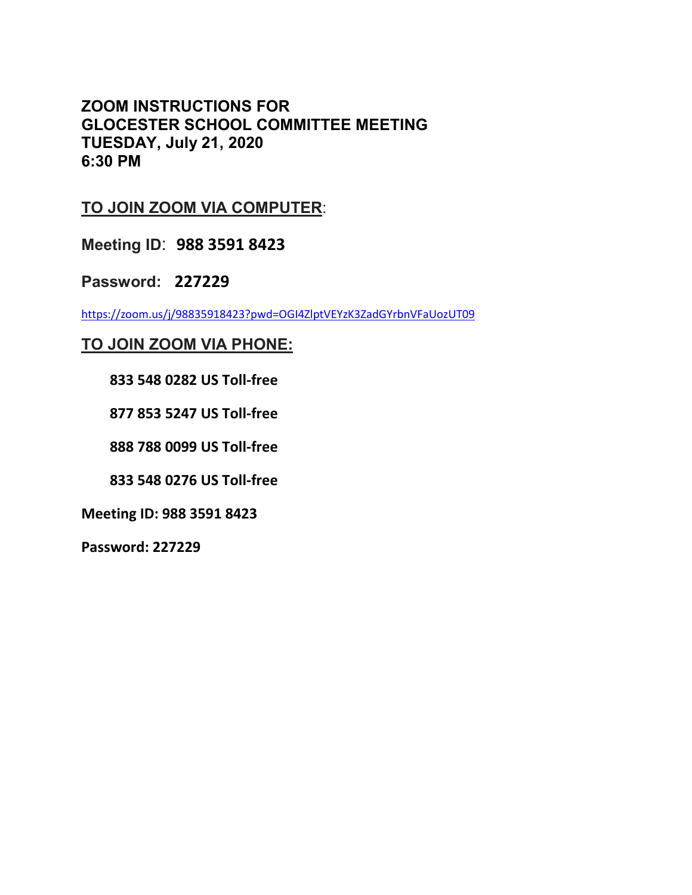# ZOOM INSTRUCTIONS FOR GLOCESTER SCHOOL COMMITTEE MEETING TUESDAY, July 21, 2020 6:30 PM

## TO JOIN ZOOM VIA COMPUTER:

**Meeting ID**: **988 3591 8423**

**Password: 227229**

https://zoom.us/j/98835918423?pwd=OGI4ZlptVEYzK3ZadGYrbnVFaUozUT09

## TO JOIN ZOOM VIA PHONE:

**833 548 0282 US Toll-free**

**877 853 5247 US Toll-free**

**888 788 0099 US Toll-free**

**833 548 0276 US Toll-free**

**Meeting ID: 988 3591 8423**

**Password: 227229**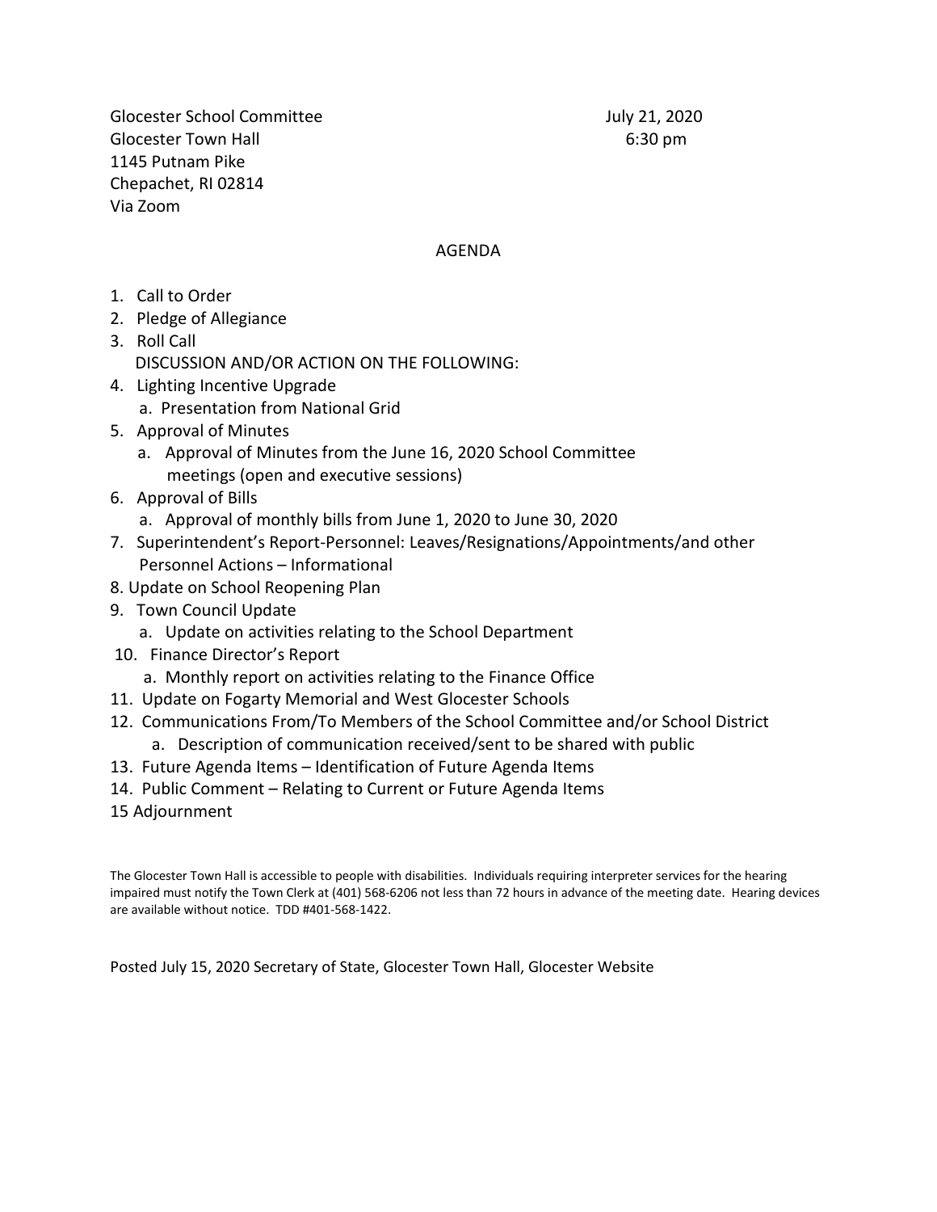Glocester School Committee
Glocester Town Hall
1145 Putnam Pike
Chepachet, RI 02814
Via Zoom

July 21, 2020
6:30 pm

## AGENDA

1. Call to Order
2. Pledge of Allegiance
3. Roll Call

DISCUSSION AND/OR ACTION ON THE FOLLOWING:

4. Lighting Incentive Upgrade
   a. Presentation from National Grid
5. Approval of Minutes
   a. Approval of Minutes from the June 16, 2020 School Committee meetings (open and executive sessions)
6. Approval of Bills
   a. Approval of monthly bills from June 1, 2020 to June 30, 2020
7. Superintendent's Report-Personnel: Leaves/Resignations/Appointments/and other Personnel Actions – Informational
8. Update on School Reopening Plan
9. Town Council Update
   a. Update on activities relating to the School Department
10. Finance Director's Report
    a. Monthly report on activities relating to the Finance Office
11. Update on Fogarty Memorial and West Glocester Schools
12. Communications From/To Members of the School Committee and/or School District
    a. Description of communication received/sent to be shared with public
13. Future Agenda Items – Identification of Future Agenda Items
14. Public Comment – Relating to Current or Future Agenda Items
15. Adjournment

The Glocester Town Hall is accessible to people with disabilities. Individuals requiring interpreter services for the hearing impaired must notify the Town Clerk at (401) 568-6206 not less than 72 hours in advance of the meeting date. Hearing devices are available without notice. TDD #401-568-1422.

Posted July 15, 2020 Secretary of State, Glocester Town Hall, Glocester Website